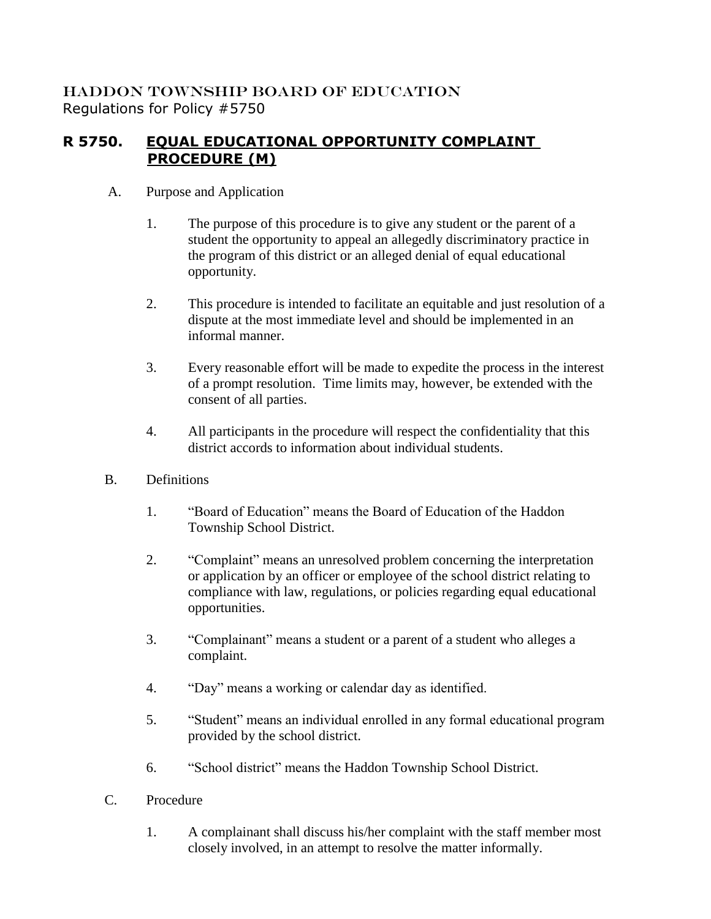# HADDON TOWNSHIP BOARD OF EDUCATION

Regulations for Policy #5750

## R 5750. EQUAL EDUCATIONAL OPPORTUNITY COMPLAINT PROCEDURE (M)

A. Purpose and Application

1. The purpose of this procedure is to give any student or the parent of a student the opportunity to appeal an allegedly discriminatory practice in the program of this district or an alleged denial of equal educational opportunity.

2. This procedure is intended to facilitate an equitable and just resolution of a dispute at the most immediate level and should be implemented in an informal manner.

3. Every reasonable effort will be made to expedite the process in the interest of a prompt resolution. Time limits may, however, be extended with the consent of all parties.

4. All participants in the procedure will respect the confidentiality that this district accords to information about individual students.

B. Definitions

1. "Board of Education" means the Board of Education of the Haddon Township School District.

2. "Complaint" means an unresolved problem concerning the interpretation or application by an officer or employee of the school district relating to compliance with law, regulations, or policies regarding equal educational opportunities.

3. "Complainant" means a student or a parent of a student who alleges a complaint.

4. "Day" means a working or calendar day as identified.

5. "Student" means an individual enrolled in any formal educational program provided by the school district.

6. "School district" means the Haddon Township School District.

C. Procedure

1. A complainant shall discuss his/her complaint with the staff member most closely involved, in an attempt to resolve the matter informally.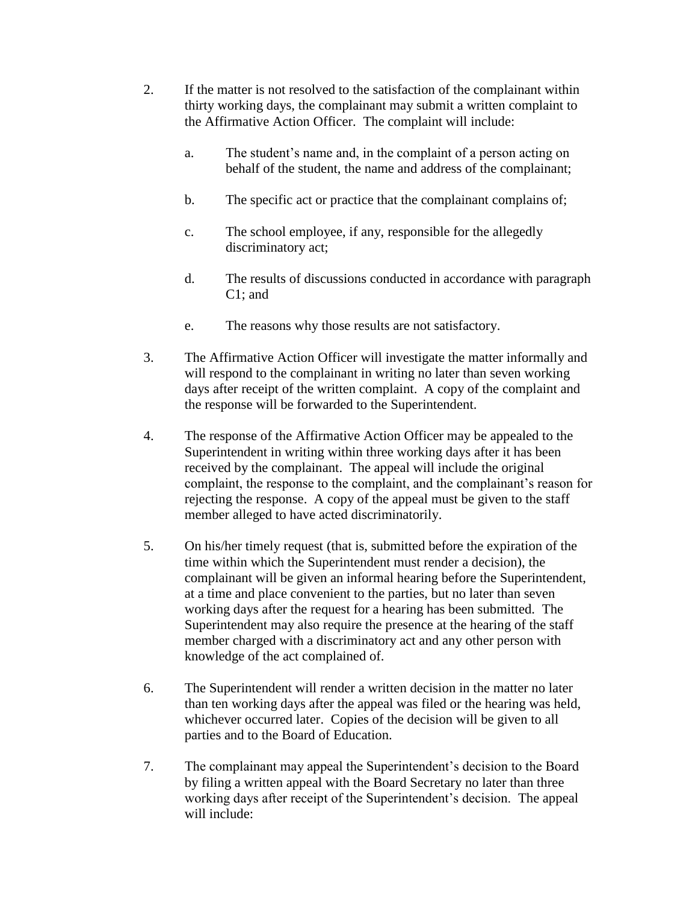2. If the matter is not resolved to the satisfaction of the complainant within thirty working days, the complainant may submit a written complaint to the Affirmative Action Officer. The complaint will include:

   a. The student's name and, in the complaint of a person acting on behalf of the student, the name and address of the complainant;

   b. The specific act or practice that the complainant complains of;

   c. The school employee, if any, responsible for the allegedly discriminatory act;

   d. The results of discussions conducted in accordance with paragraph C1; and

   e. The reasons why those results are not satisfactory.

3. The Affirmative Action Officer will investigate the matter informally and will respond to the complainant in writing no later than seven working days after receipt of the written complaint. A copy of the complaint and the response will be forwarded to the Superintendent.

4. The response of the Affirmative Action Officer may be appealed to the Superintendent in writing within three working days after it has been received by the complainant. The appeal will include the original complaint, the response to the complaint, and the complainant's reason for rejecting the response. A copy of the appeal must be given to the staff member alleged to have acted discriminatorily.

5. On his/her timely request (that is, submitted before the expiration of the time within which the Superintendent must render a decision), the complainant will be given an informal hearing before the Superintendent, at a time and place convenient to the parties, but no later than seven working days after the request for a hearing has been submitted. The Superintendent may also require the presence at the hearing of the staff member charged with a discriminatory act and any other person with knowledge of the act complained of.

6. The Superintendent will render a written decision in the matter no later than ten working days after the appeal was filed or the hearing was held, whichever occurred later. Copies of the decision will be given to all parties and to the Board of Education.

7. The complainant may appeal the Superintendent's decision to the Board by filing a written appeal with the Board Secretary no later than three working days after receipt of the Superintendent's decision. The appeal will include: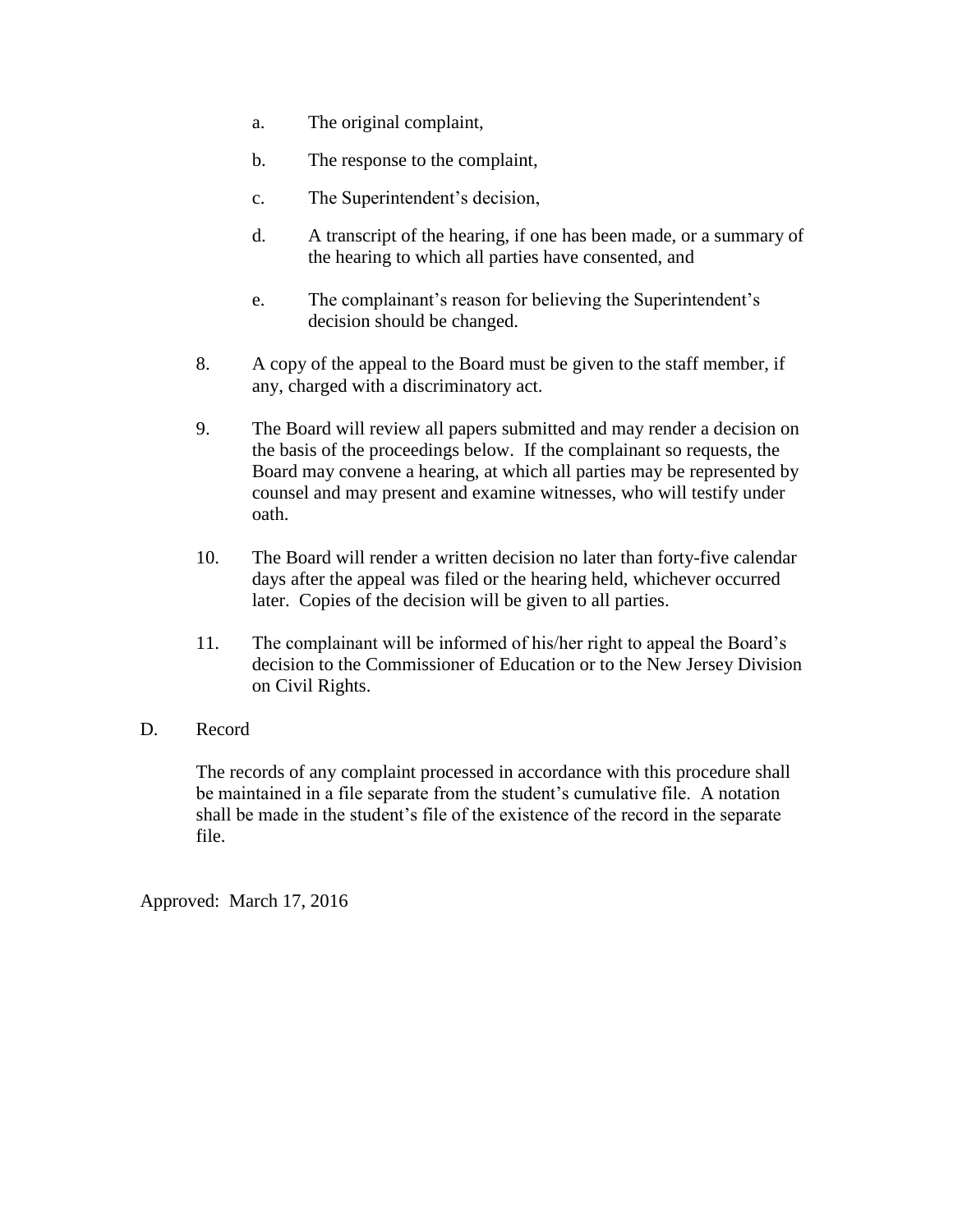a. The original complaint,

b. The response to the complaint,

c. The Superintendent's decision,

d. A transcript of the hearing, if one has been made, or a summary of the hearing to which all parties have consented, and

e. The complainant's reason for believing the Superintendent's decision should be changed.

8. A copy of the appeal to the Board must be given to the staff member, if any, charged with a discriminatory act.

9. The Board will review all papers submitted and may render a decision on the basis of the proceedings below. If the complainant so requests, the Board may convene a hearing, at which all parties may be represented by counsel and may present and examine witnesses, who will testify under oath.

10. The Board will render a written decision no later than forty-five calendar days after the appeal was filed or the hearing held, whichever occurred later. Copies of the decision will be given to all parties.

11. The complainant will be informed of his/her right to appeal the Board's decision to the Commissioner of Education or to the New Jersey Division on Civil Rights.

D. Record

The records of any complaint processed in accordance with this procedure shall be maintained in a file separate from the student's cumulative file. A notation shall be made in the student's file of the existence of the record in the separate file.

Approved: March 17, 2016